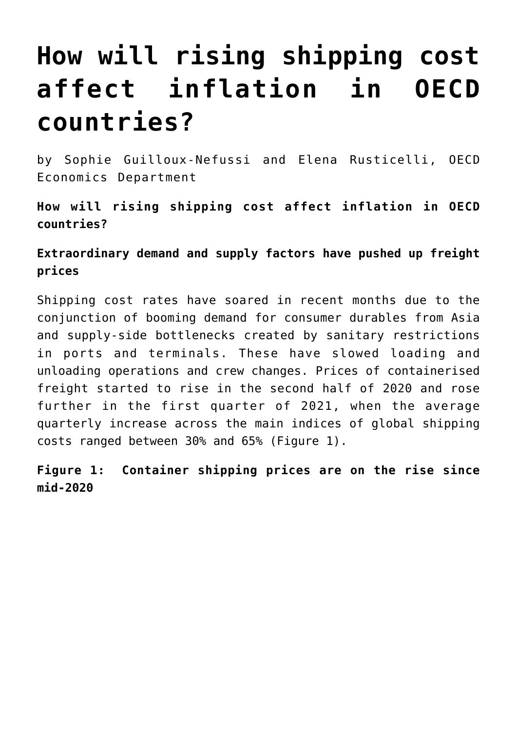# How will rising shipping cost affect inflation in OECD countries?

by Sophie Guilloux-Nefussi and Elena Rusticelli, OECD Economics Department

**How will rising shipping cost affect inflation in OECD countries?**

**Extraordinary demand and supply factors have pushed up freight prices**

Shipping cost rates have soared in recent months due to the conjunction of booming demand for consumer durables from Asia and supply-side bottlenecks created by sanitary restrictions in ports and terminals. These have slowed loading and unloading operations and crew changes. Prices of containerised freight started to rise in the second half of 2020 and rose further in the first quarter of 2021, when the average quarterly increase across the main indices of global shipping costs ranged between 30% and 65% (Figure 1).

**Figure 1: Container shipping prices are on the rise since mid-2020**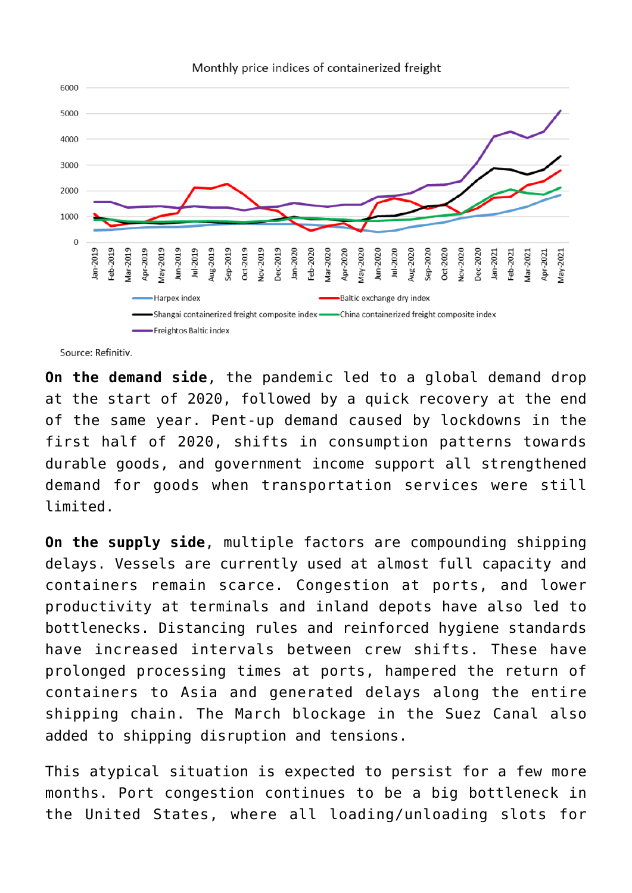Monthly price indices of containerized freight

Source: Refinitiv.

**On the demand side**, the pandemic led to a global demand drop at the start of 2020, followed by a quick recovery at the end of the same year. Pent-up demand caused by lockdowns in the first half of 2020, shifts in consumption patterns towards durable goods, and government income support all strengthened demand for goods when transportation services were still limited.

**On the supply side**, multiple factors are compounding shipping delays. Vessels are currently used at almost full capacity and containers remain scarce. Congestion at ports, and lower productivity at terminals and inland depots have also led to bottlenecks. Distancing rules and reinforced hygiene standards have increased intervals between crew shifts. These have prolonged processing times at ports, hampered the return of containers to Asia and generated delays along the entire shipping chain. The March blockage in the Suez Canal also added to shipping disruption and tensions.

This atypical situation is expected to persist for a few more months. Port congestion continues to be a big bottleneck in the United States, where all loading/unloading slots for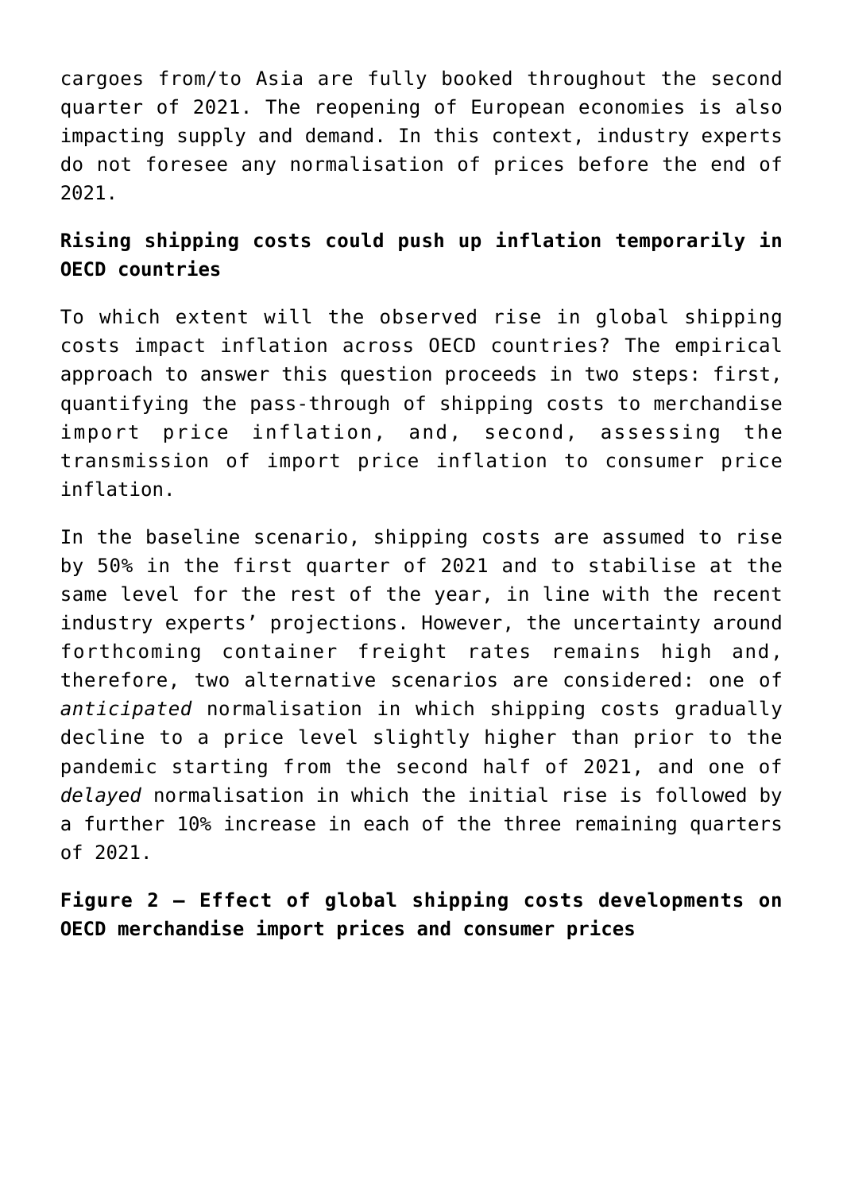cargoes from/to Asia are fully booked throughout the second quarter of 2021. The reopening of European economies is also impacting supply and demand. In this context, industry experts do not foresee any normalisation of prices before the end of 2021.

## Rising shipping costs could push up inflation temporarily in OECD countries

To which extent will the observed rise in global shipping costs impact inflation across OECD countries? The empirical approach to answer this question proceeds in two steps: first, quantifying the pass-through of shipping costs to merchandise import price inflation, and, second, assessing the transmission of import price inflation to consumer price inflation.

In the baseline scenario, shipping costs are assumed to rise by 50% in the first quarter of 2021 and to stabilise at the same level for the rest of the year, in line with the recent industry experts' projections. However, the uncertainty around forthcoming container freight rates remains high and, therefore, two alternative scenarios are considered: one of *anticipated* normalisation in which shipping costs gradually decline to a price level slightly higher than prior to the pandemic starting from the second half of 2021, and one of *delayed* normalisation in which the initial rise is followed by a further 10% increase in each of the three remaining quarters of 2021.

**Figure 2 – Effect of global shipping costs developments on OECD merchandise import prices and consumer prices**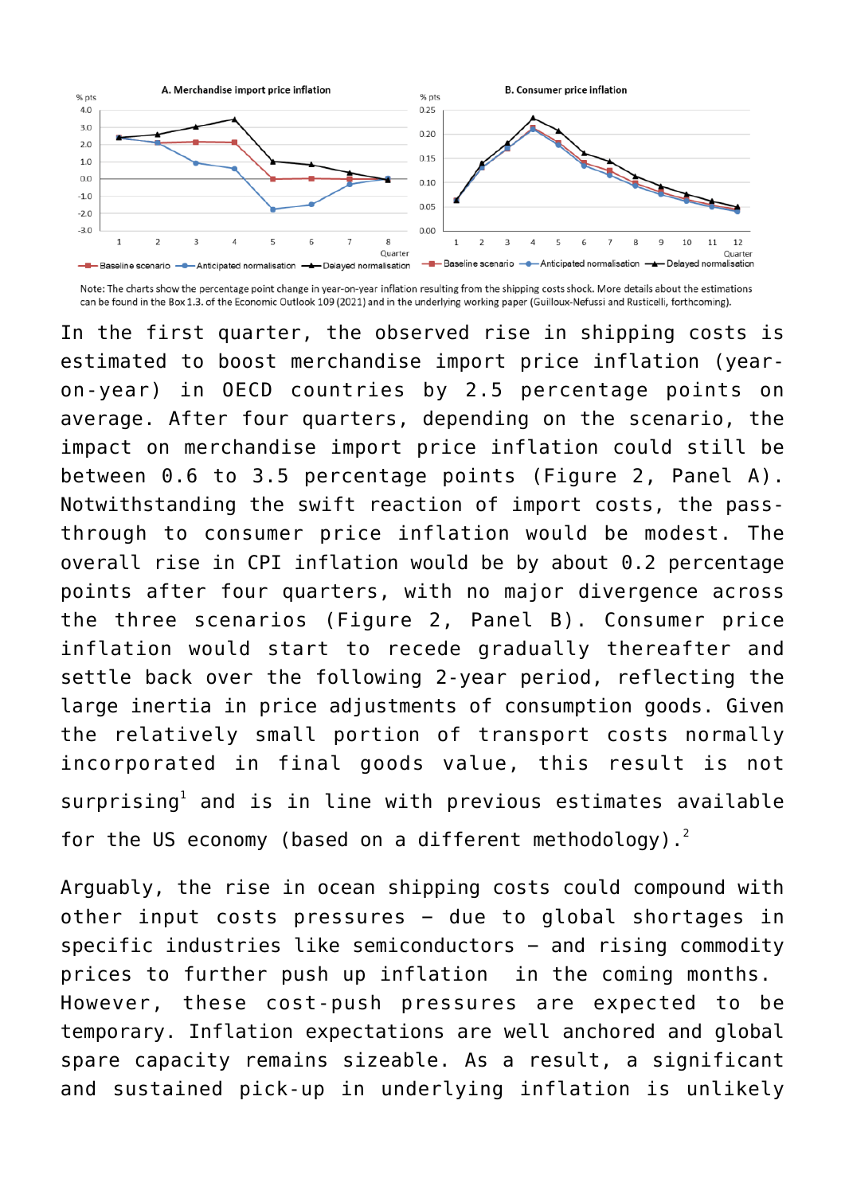A. Merchandise import price inflation

B. Consumer price inflation

Note: The charts show the percentage point change in year-on-year inflation resulting from the shipping costs shock. More details about the estimations can be found in the Box 1.3. of the Economic Outlook 109 (2021) and in the underlying working paper (Guilloux-Nefussi and Rusticelli, forthcoming).

In the first quarter, the observed rise in shipping costs is estimated to boost merchandise import price inflation (year-on-year) in OECD countries by 2.5 percentage points on average. After four quarters, depending on the scenario, the impact on merchandise import price inflation could still be between 0.6 to 3.5 percentage points (Figure 2, Panel A). Notwithstanding the swift reaction of import costs, the pass-through to consumer price inflation would be modest. The overall rise in CPI inflation would be by about 0.2 percentage points after four quarters, with no major divergence across the three scenarios (Figure 2, Panel B). Consumer price inflation would start to recede gradually thereafter and settle back over the following 2-year period, reflecting the large inertia in price adjustments of consumption goods. Given the relatively small portion of transport costs normally incorporated in final goods value, this result is not surprising[1] and is in line with previous estimates available for the US economy (based on a different methodology).[2]

Arguably, the rise in ocean shipping costs could compound with other input costs pressures – due to global shortages in specific industries like semiconductors – and rising commodity prices to further push up inflation in the coming months. However, these cost-push pressures are expected to be temporary. Inflation expectations are well anchored and global spare capacity remains sizeable. As a result, a significant and sustained pick-up in underlying inflation is unlikely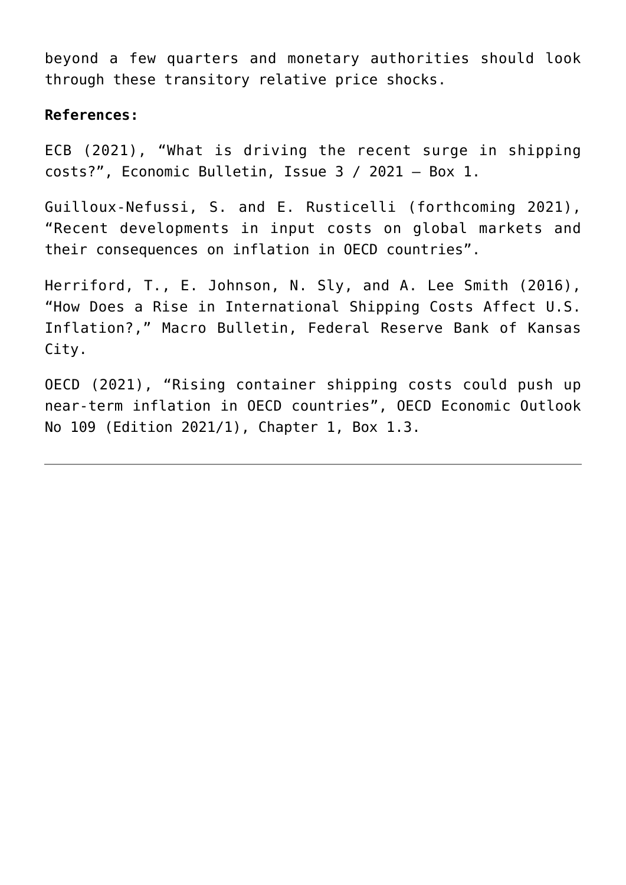beyond a few quarters and monetary authorities should look through these transitory relative price shocks.

**References:**

ECB (2021), “What is driving the recent surge in shipping costs?”, Economic Bulletin, Issue 3 / 2021 – Box 1.

Guilloux-Nefussi, S. and E. Rusticelli (forthcoming 2021), “Recent developments in input costs on global markets and their consequences on inflation in OECD countries”.

Herriford, T., E. Johnson, N. Sly, and A. Lee Smith (2016), “How Does a Rise in International Shipping Costs Affect U.S. Inflation?,” Macro Bulletin, Federal Reserve Bank of Kansas City.

OECD (2021), “Rising container shipping costs could push up near-term inflation in OECD countries”, OECD Economic Outlook No 109 (Edition 2021/1), Chapter 1, Box 1.3.

---